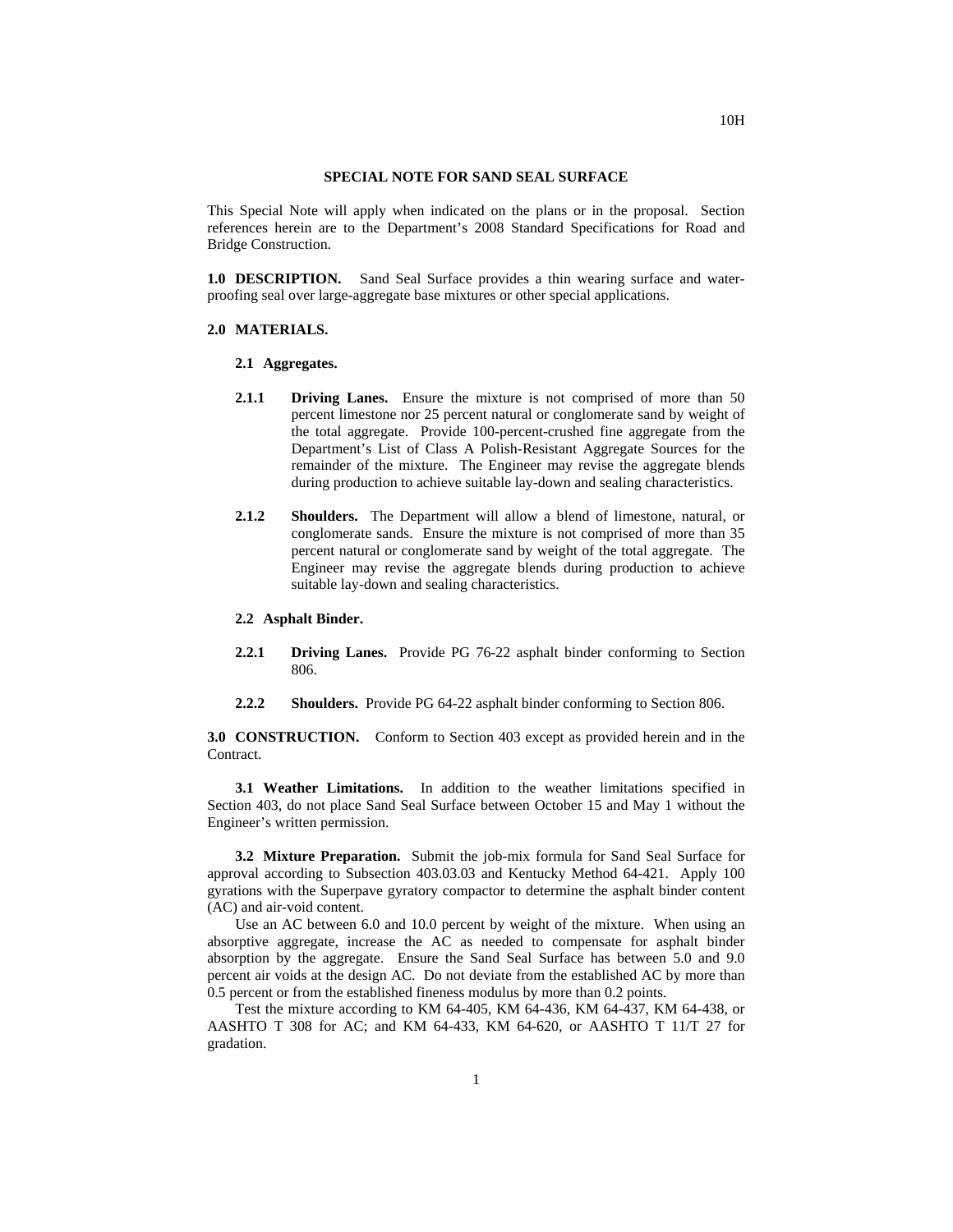# SPECIAL NOTE FOR SAND SEAL SURFACE

This Special Note will apply when indicated on the plans or in the proposal. Section references herein are to the Department's 2008 Standard Specifications for Road and Bridge Construction.

**1.0 DESCRIPTION.** Sand Seal Surface provides a thin wearing surface and water-proofing seal over large-aggregate base mixtures or other special applications.

**2.0 MATERIALS.**

**2.1 Aggregates.**

**2.1.1 Driving Lanes.** Ensure the mixture is not comprised of more than 50 percent limestone nor 25 percent natural or conglomerate sand by weight of the total aggregate. Provide 100-percent-crushed fine aggregate from the Department's List of Class A Polish-Resistant Aggregate Sources for the remainder of the mixture. The Engineer may revise the aggregate blends during production to achieve suitable lay-down and sealing characteristics.

**2.1.2 Shoulders.** The Department will allow a blend of limestone, natural, or conglomerate sands. Ensure the mixture is not comprised of more than 35 percent natural or conglomerate sand by weight of the total aggregate. The Engineer may revise the aggregate blends during production to achieve suitable lay-down and sealing characteristics.

**2.2 Asphalt Binder.**

**2.2.1 Driving Lanes.** Provide PG 76-22 asphalt binder conforming to Section 806.

**2.2.2 Shoulders.** Provide PG 64-22 asphalt binder conforming to Section 806.

**3.0 CONSTRUCTION.** Conform to Section 403 except as provided herein and in the Contract.

**3.1 Weather Limitations.** In addition to the weather limitations specified in Section 403, do not place Sand Seal Surface between October 15 and May 1 without the Engineer's written permission.

**3.2 Mixture Preparation.** Submit the job-mix formula for Sand Seal Surface for approval according to Subsection 403.03.03 and Kentucky Method 64-421. Apply 100 gyrations with the Superpave gyratory compactor to determine the asphalt binder content (AC) and air-void content.

Use an AC between 6.0 and 10.0 percent by weight of the mixture. When using an absorptive aggregate, increase the AC as needed to compensate for asphalt binder absorption by the aggregate. Ensure the Sand Seal Surface has between 5.0 and 9.0 percent air voids at the design AC. Do not deviate from the established AC by more than 0.5 percent or from the established fineness modulus by more than 0.2 points.

Test the mixture according to KM 64-405, KM 64-436, KM 64-437, KM 64-438, or AASHTO T 308 for AC; and KM 64-433, KM 64-620, or AASHTO T 11/T 27 for gradation.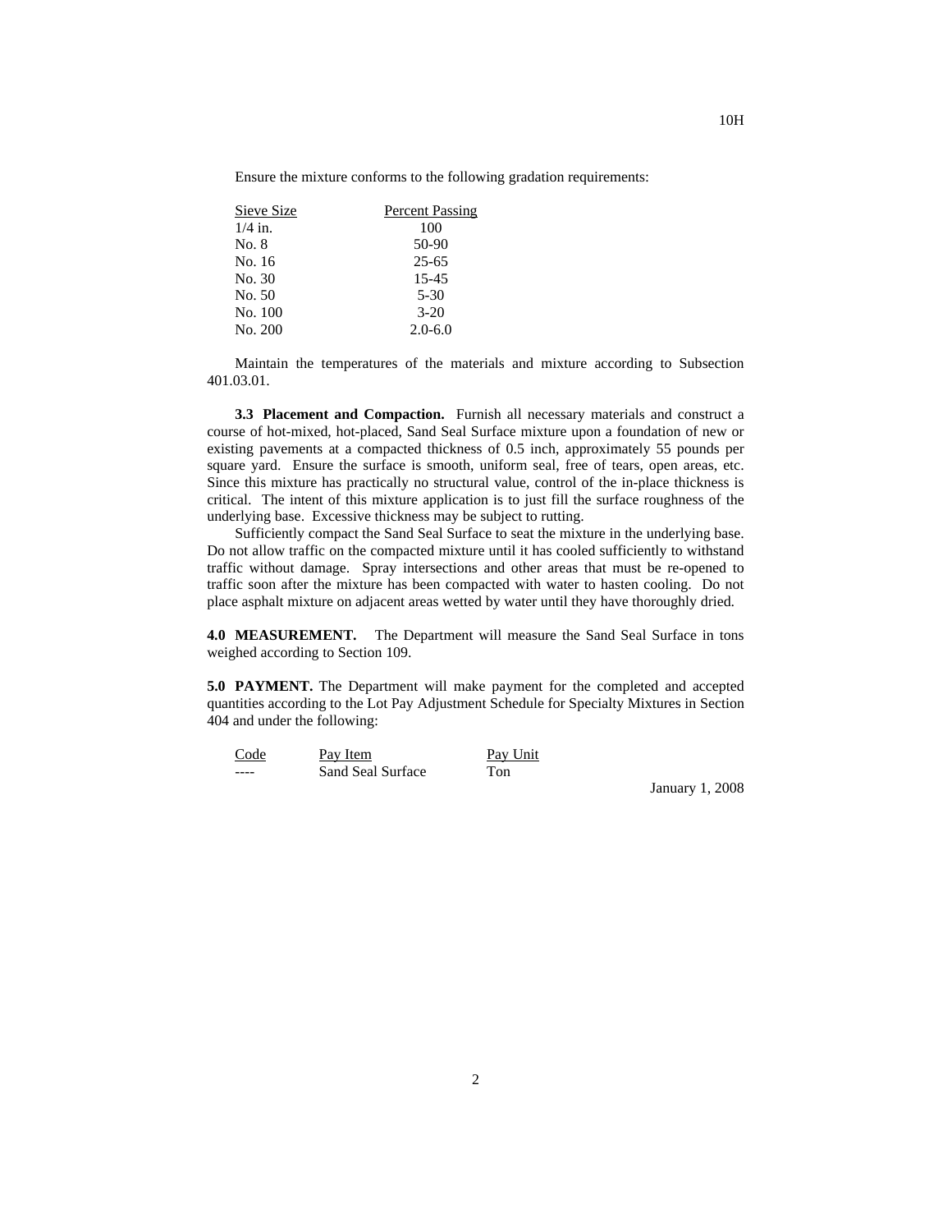Ensure the mixture conforms to the following gradation requirements:

| Sieve Size | Percent Passing |
|---|---|
| 1/4 in. | 100 |
| No. 8 | 50-90 |
| No. 16 | 25-65 |
| No. 30 | 15-45 |
| No. 50 | 5-30 |
| No. 100 | 3-20 |
| No. 200 | 2.0-6.0 |

Maintain the temperatures of the materials and mixture according to Subsection 401.03.01.

**3.3 Placement and Compaction.** Furnish all necessary materials and construct a course of hot-mixed, hot-placed, Sand Seal Surface mixture upon a foundation of new or existing pavements at a compacted thickness of 0.5 inch, approximately 55 pounds per square yard. Ensure the surface is smooth, uniform seal, free of tears, open areas, etc. Since this mixture has practically no structural value, control of the in-place thickness is critical. The intent of this mixture application is to just fill the surface roughness of the underlying base. Excessive thickness may be subject to rutting.

Sufficiently compact the Sand Seal Surface to seat the mixture in the underlying base. Do not allow traffic on the compacted mixture until it has cooled sufficiently to withstand traffic without damage. Spray intersections and other areas that must be re-opened to traffic soon after the mixture has been compacted with water to hasten cooling. Do not place asphalt mixture on adjacent areas wetted by water until they have thoroughly dried.

**4.0 MEASUREMENT.** The Department will measure the Sand Seal Surface in tons weighed according to Section 109.

**5.0 PAYMENT.** The Department will make payment for the completed and accepted quantities according to the Lot Pay Adjustment Schedule for Specialty Mixtures in Section 404 and under the following:

| Code | Pay Item | Pay Unit |
|---|---|---|
| ---- | Sand Seal Surface | Ton |

January 1, 2008